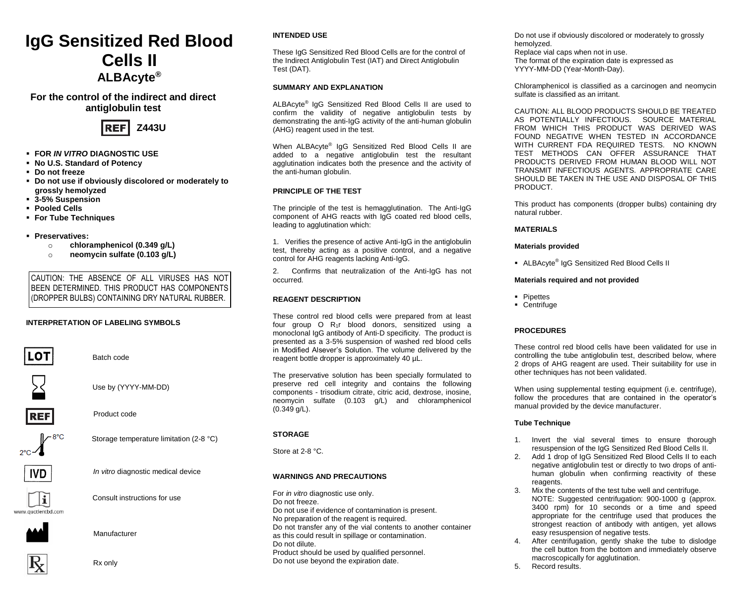# IgG Sensitized Red Blood Cells II

## ALBAcyte®

### For the control of the indirect and direct antiglobulin test

REF **Z443U**

- **FOR *IN VITRO* DIAGNOSTIC USE**
- **No U.S. Standard of Potency**
- **Do not freeze**
- **Do not use if obviously discolored or moderately to grossly hemolyzed**
- **3-5% Suspension**
- **Pooled Cells**
- **For Tube Techniques**

- **Preservatives:**
  - **chloramphenicol (0.349 g/L)**
  - **neomycin sulfate (0.103 g/L)**

CAUTION: THE ABSENCE OF ALL VIRUSES HAS NOT BEEN DETERMINED. THIS PRODUCT HAS COMPONENTS (DROPPER BULBS) CONTAINING DRY NATURAL RUBBER.

**INTERPRETATION OF LABELING SYMBOLS**

| Symbol | Meaning |
|---|---|
| LOT | Batch code |
| (hourglass) | Use by (YYYY-MM-DD) |
| REF | Product code |
| 2°C – 8°C | Storage temperature limitation (2-8 °C) |
| IVD | *In vitro* diagnostic medical device |
| i (www.quotientbd.com) | Consult instructions for use |
| (factory) | Manufacturer |
| Rx | Rx only |

**INTENDED USE**

These IgG Sensitized Red Blood Cells are for the control of the Indirect Antiglobulin Test (IAT) and Direct Antiglobulin Test (DAT).

**SUMMARY AND EXPLANATION**

ALBAcyte® IgG Sensitized Red Blood Cells II are used to confirm the validity of negative antiglobulin tests by demonstrating the anti-IgG activity of the anti-human globulin (AHG) reagent used in the test.

When ALBAcyte® IgG Sensitized Red Blood Cells II are added to a negative antiglobulin test the resultant agglutination indicates both the presence and the activity of the anti-human globulin.

**PRINCIPLE OF THE TEST**

The principle of the test is hemagglutination. The Anti-IgG component of AHG reacts with IgG coated red blood cells, leading to agglutination which:

1. Verifies the presence of active Anti-IgG in the antiglobulin test, thereby acting as a positive control, and a negative control for AHG reagents lacking Anti-IgG.

2. Confirms that neutralization of the Anti-IgG has not occurred.

**REAGENT DESCRIPTION**

These control red blood cells were prepared from at least four group O $R_1r$ blood donors, sensitized using a monoclonal IgG antibody of Anti-D specificity. The product is presented as a 3-5% suspension of washed red blood cells in Modified Alsever's Solution. The volume delivered by the reagent bottle dropper is approximately 40 µL.

The preservative solution has been specially formulated to preserve red cell integrity and contains the following components - trisodium citrate, citric acid, dextrose, inosine, neomycin sulfate (0.103 g/L) and chloramphenicol (0.349 g/L).

**STORAGE**

Store at 2-8 °C.

**WARNINGS AND PRECAUTIONS**

For *in vitro* diagnostic use only.
Do not freeze.
Do not use if evidence of contamination is present.
No preparation of the reagent is required.
Do not transfer any of the vial contents to another container as this could result in spillage or contamination.
Do not dilute.
Product should be used by qualified personnel.
Do not use beyond the expiration date.
Do not use if obviously discolored or moderately to grossly hemolyzed.
Replace vial caps when not in use.
The format of the expiration date is expressed as YYYY-MM-DD (Year-Month-Day).

Chloramphenicol is classified as a carcinogen and neomycin sulfate is classified as an irritant.

CAUTION: ALL BLOOD PRODUCTS SHOULD BE TREATED AS POTENTIALLY INFECTIOUS. SOURCE MATERIAL FROM WHICH THIS PRODUCT WAS DERIVED WAS FOUND NEGATIVE WHEN TESTED IN ACCORDANCE WITH CURRENT FDA REQUIRED TESTS. NO KNOWN TEST METHODS CAN OFFER ASSURANCE THAT PRODUCTS DERIVED FROM HUMAN BLOOD WILL NOT TRANSMIT INFECTIOUS AGENTS. APPROPRIATE CARE SHOULD BE TAKEN IN THE USE AND DISPOSAL OF THIS PRODUCT.

This product has components (dropper bulbs) containing dry natural rubber.

**MATERIALS**

**Materials provided**

- ALBAcyte® IgG Sensitized Red Blood Cells II

**Materials required and not provided**

- Pipettes
- Centrifuge

**PROCEDURES**

These control red blood cells have been validated for use in controlling the tube antiglobulin test, described below, where 2 drops of AHG reagent are used. Their suitability for use in other techniques has not been validated.

When using supplemental testing equipment (i.e. centrifuge), follow the procedures that are contained in the operator's manual provided by the device manufacturer.

**Tube Technique**

1. Invert the vial several times to ensure thorough resuspension of the IgG Sensitized Red Blood Cells II.
2. Add 1 drop of IgG Sensitized Red Blood Cells II to each negative antiglobulin test or directly to two drops of anti-human globulin when confirming reactivity of these reagents.
3. Mix the contents of the test tube well and centrifuge.
   NOTE: Suggested centrifugation: 900-1000 g (approx. 3400 rpm) for 10 seconds or a time and speed appropriate for the centrifuge used that produces the strongest reaction of antibody with antigen, yet allows easy resuspension of negative tests.
4. After centrifugation, gently shake the tube to dislodge the cell button from the bottom and immediately observe macroscopically for agglutination.
5. Record results.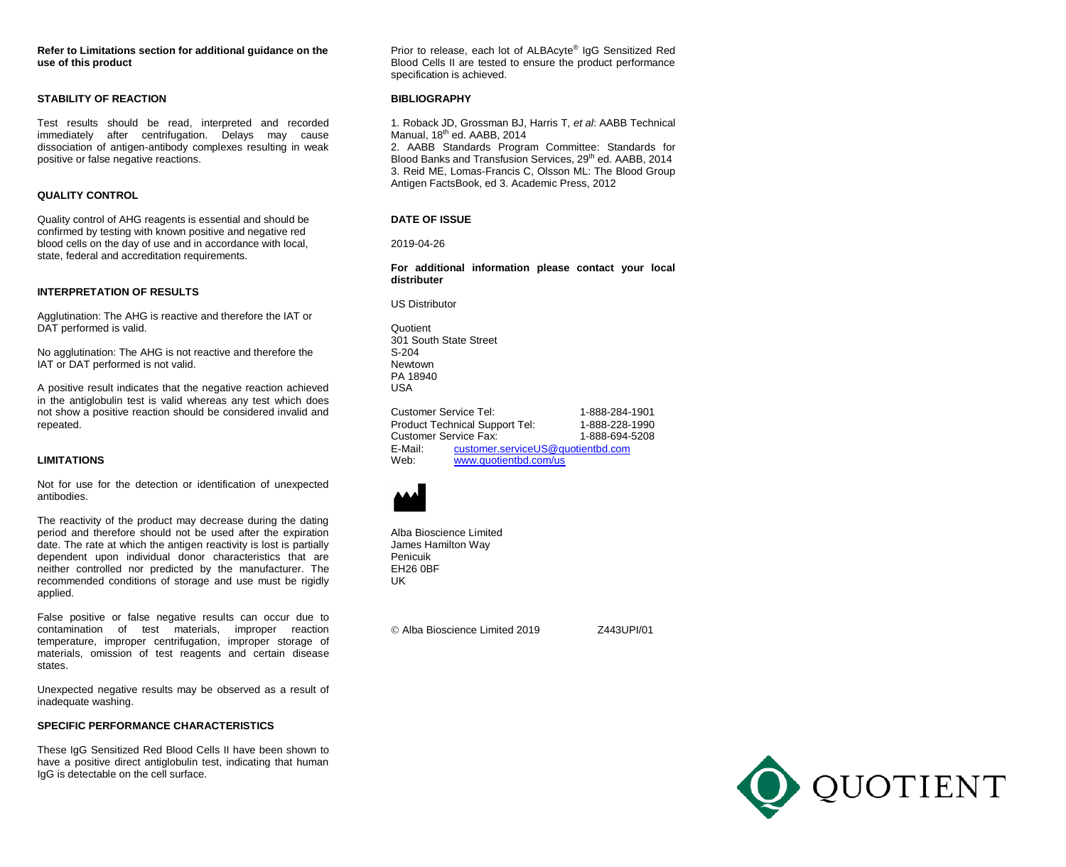**Refer to Limitations section for additional guidance on the use of this product**

## STABILITY OF REACTION

Test results should be read, interpreted and recorded immediately after centrifugation. Delays may cause dissociation of antigen-antibody complexes resulting in weak positive or false negative reactions.

## QUALITY CONTROL

Quality control of AHG reagents is essential and should be confirmed by testing with known positive and negative red blood cells on the day of use and in accordance with local, state, federal and accreditation requirements.

## INTERPRETATION OF RESULTS

Agglutination: The AHG is reactive and therefore the IAT or DAT performed is valid.

No agglutination: The AHG is not reactive and therefore the IAT or DAT performed is not valid.

A positive result indicates that the negative reaction achieved in the antiglobulin test is valid whereas any test which does not show a positive reaction should be considered invalid and repeated.

## LIMITATIONS

Not for use for the detection or identification of unexpected antibodies.

The reactivity of the product may decrease during the dating period and therefore should not be used after the expiration date. The rate at which the antigen reactivity is lost is partially dependent upon individual donor characteristics that are neither controlled nor predicted by the manufacturer. The recommended conditions of storage and use must be rigidly applied.

False positive or false negative results can occur due to contamination of test materials, improper reaction temperature, improper centrifugation, improper storage of materials, omission of test reagents and certain disease states.

Unexpected negative results may be observed as a result of inadequate washing.

## SPECIFIC PERFORMANCE CHARACTERISTICS

These IgG Sensitized Red Blood Cells II have been shown to have a positive direct antiglobulin test, indicating that human IgG is detectable on the cell surface.

Prior to release, each lot of ALBAcyte® IgG Sensitized Red Blood Cells II are tested to ensure the product performance specification is achieved.

## BIBLIOGRAPHY

1. Roback JD, Grossman BJ, Harris T, *et al*: AABB Technical Manual, 18th ed. AABB, 2014
2. AABB Standards Program Committee: Standards for Blood Banks and Transfusion Services, 29th ed. AABB, 2014
3. Reid ME, Lomas-Francis C, Olsson ML: The Blood Group Antigen FactsBook, ed 3. Academic Press, 2012

## DATE OF ISSUE

2019-04-26

**For additional information please contact your local distributer**

US Distributor

Quotient
301 South State Street
S-204
Newtown
PA 18940
USA

| | |
|---|---|
| Customer Service Tel: | 1-888-284-1901 |
| Product Technical Support Tel: | 1-888-228-1990 |
| Customer Service Fax: | 1-888-694-5208 |
| E-Mail: | customer.serviceUS@quotientbd.com |
| Web: | www.quotientbd.com/us |

Alba Bioscience Limited
James Hamilton Way
Penicuik
EH26 0BF
UK

© Alba Bioscience Limited 2019 Z443UPI/01

QUOTIENT